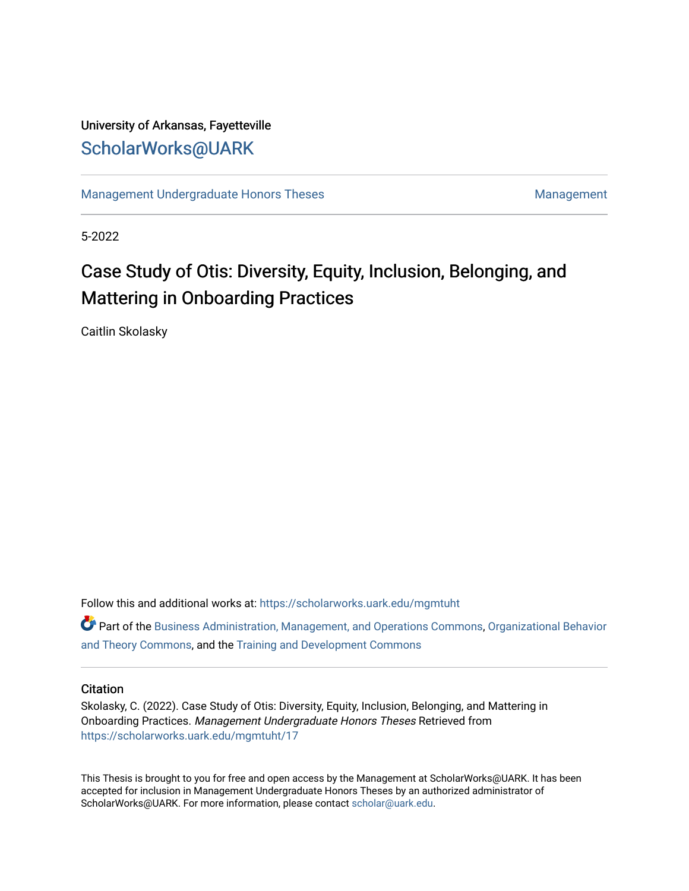University of Arkansas, Fayetteville

ScholarWorks@UARK

Management Undergraduate Honors Theses | Management

5-2022

# Case Study of Otis: Diversity, Equity, Inclusion, Belonging, and Mattering in Onboarding Practices

Caitlin Skolasky

Follow this and additional works at: https://scholarworks.uark.edu/mgmtuht

Part of the Business Administration, Management, and Operations Commons, Organizational Behavior and Theory Commons, and the Training and Development Commons

## Citation

Skolasky, C. (2022). Case Study of Otis: Diversity, Equity, Inclusion, Belonging, and Mattering in Onboarding Practices. *Management Undergraduate Honors Theses* Retrieved from https://scholarworks.uark.edu/mgmtuht/17

This Thesis is brought to you for free and open access by the Management at ScholarWorks@UARK. It has been accepted for inclusion in Management Undergraduate Honors Theses by an authorized administrator of ScholarWorks@UARK. For more information, please contact scholar@uark.edu.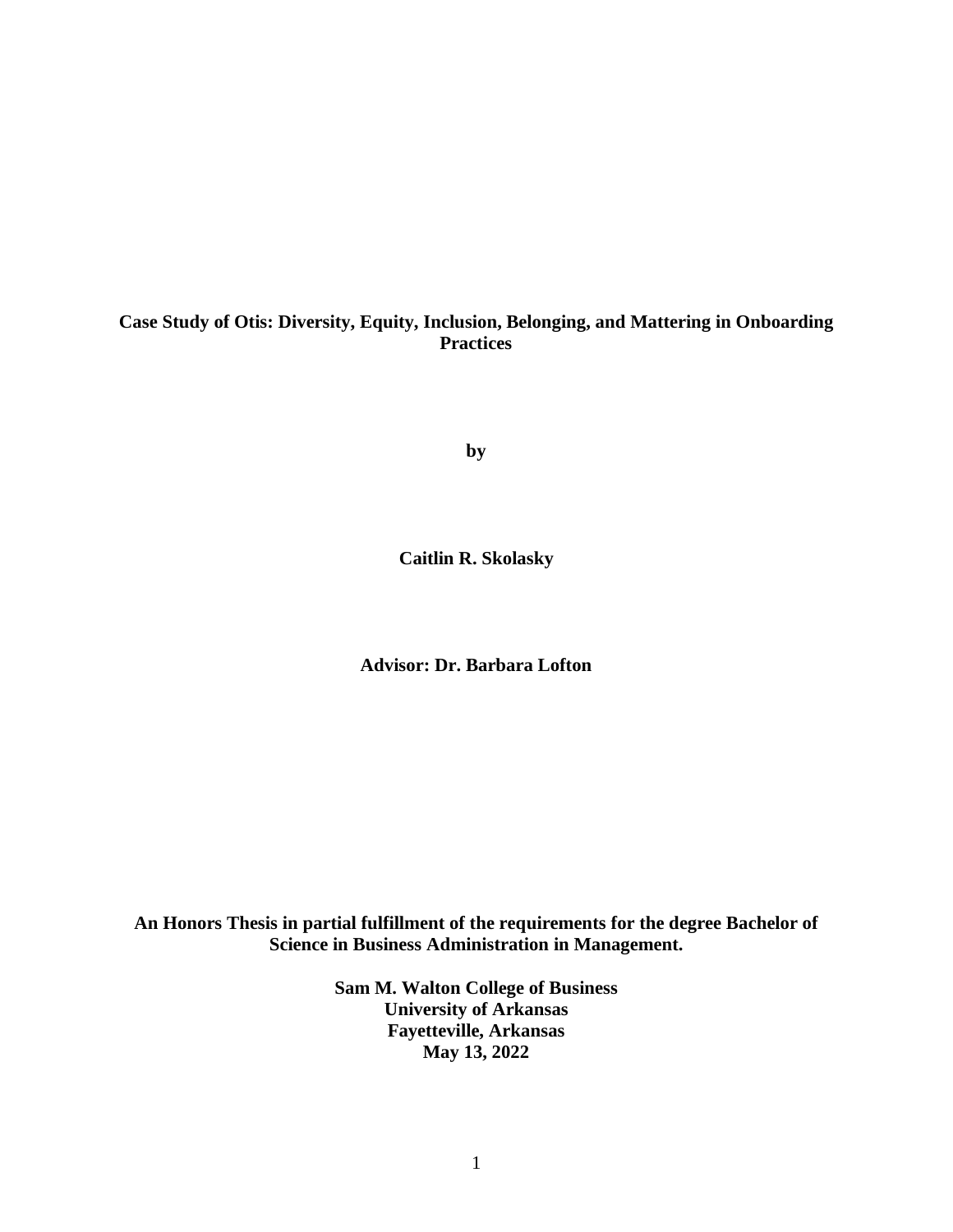**Case Study of Otis: Diversity, Equity, Inclusion, Belonging, and Mattering in Onboarding Practices**

**by**

**Caitlin R. Skolasky**

**Advisor: Dr. Barbara Lofton**

**An Honors Thesis in partial fulfillment of the requirements for the degree Bachelor of Science in Business Administration in Management.**

**Sam M. Walton College of Business**
**University of Arkansas**
**Fayetteville, Arkansas**
**May 13, 2022**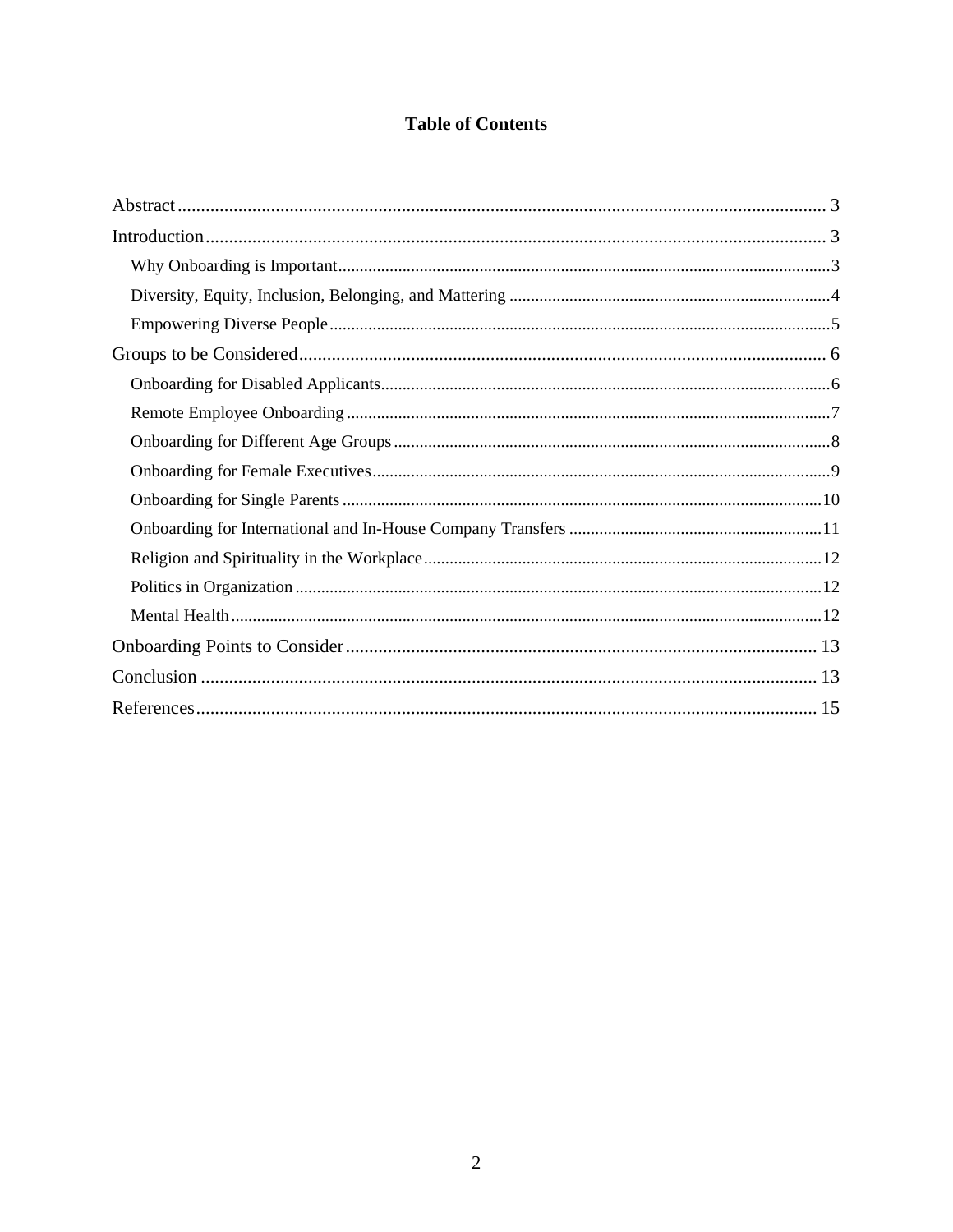# Table of Contents

- Abstract ........ 3
- Introduction ........ 3
  - Why Onboarding is Important ........ 3
  - Diversity, Equity, Inclusion, Belonging, and Mattering ........ 4
  - Empowering Diverse People ........ 5
- Groups to be Considered ........ 6
  - Onboarding for Disabled Applicants ........ 6
  - Remote Employee Onboarding ........ 7
  - Onboarding for Different Age Groups ........ 8
  - Onboarding for Female Executives ........ 9
  - Onboarding for Single Parents ........ 10
  - Onboarding for International and In-House Company Transfers ........ 11
  - Religion and Spirituality in the Workplace ........ 12
  - Politics in Organization ........ 12
  - Mental Health ........ 12
- Onboarding Points to Consider ........ 13
- Conclusion ........ 13
- References ........ 15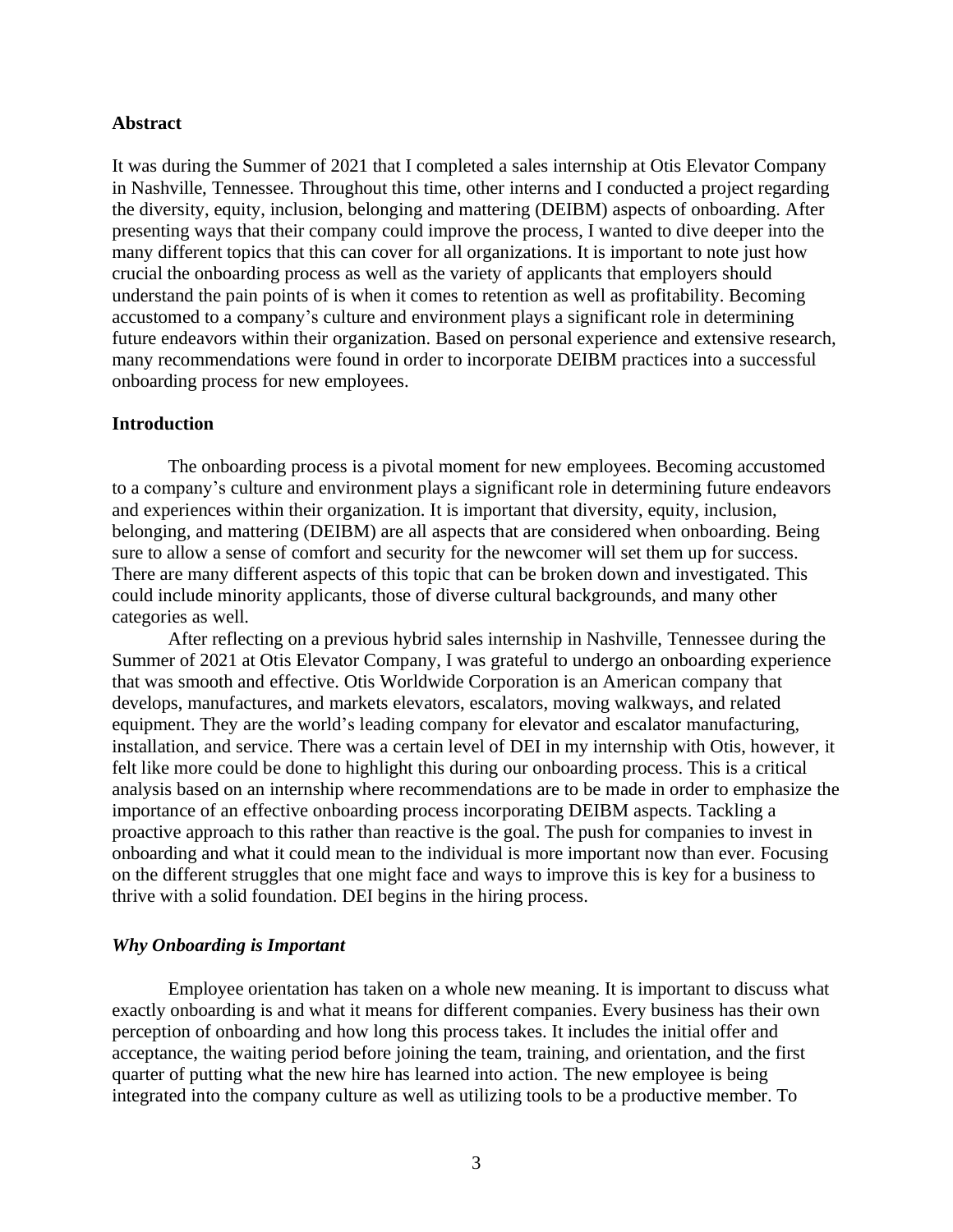## Abstract

It was during the Summer of 2021 that I completed a sales internship at Otis Elevator Company in Nashville, Tennessee. Throughout this time, other interns and I conducted a project regarding the diversity, equity, inclusion, belonging and mattering (DEIBM) aspects of onboarding. After presenting ways that their company could improve the process, I wanted to dive deeper into the many different topics that this can cover for all organizations. It is important to note just how crucial the onboarding process as well as the variety of applicants that employers should understand the pain points of is when it comes to retention as well as profitability. Becoming accustomed to a company's culture and environment plays a significant role in determining future endeavors within their organization. Based on personal experience and extensive research, many recommendations were found in order to incorporate DEIBM practices into a successful onboarding process for new employees.

## Introduction

The onboarding process is a pivotal moment for new employees. Becoming accustomed to a company's culture and environment plays a significant role in determining future endeavors and experiences within their organization. It is important that diversity, equity, inclusion, belonging, and mattering (DEIBM) are all aspects that are considered when onboarding. Being sure to allow a sense of comfort and security for the newcomer will set them up for success. There are many different aspects of this topic that can be broken down and investigated. This could include minority applicants, those of diverse cultural backgrounds, and many other categories as well.

After reflecting on a previous hybrid sales internship in Nashville, Tennessee during the Summer of 2021 at Otis Elevator Company, I was grateful to undergo an onboarding experience that was smooth and effective. Otis Worldwide Corporation is an American company that develops, manufactures, and markets elevators, escalators, moving walkways, and related equipment. They are the world's leading company for elevator and escalator manufacturing, installation, and service. There was a certain level of DEI in my internship with Otis, however, it felt like more could be done to highlight this during our onboarding process. This is a critical analysis based on an internship where recommendations are to be made in order to emphasize the importance of an effective onboarding process incorporating DEIBM aspects. Tackling a proactive approach to this rather than reactive is the goal. The push for companies to invest in onboarding and what it could mean to the individual is more important now than ever. Focusing on the different struggles that one might face and ways to improve this is key for a business to thrive with a solid foundation. DEI begins in the hiring process.

### *Why Onboarding is Important*

Employee orientation has taken on a whole new meaning. It is important to discuss what exactly onboarding is and what it means for different companies. Every business has their own perception of onboarding and how long this process takes. It includes the initial offer and acceptance, the waiting period before joining the team, training, and orientation, and the first quarter of putting what the new hire has learned into action. The new employee is being integrated into the company culture as well as utilizing tools to be a productive member. To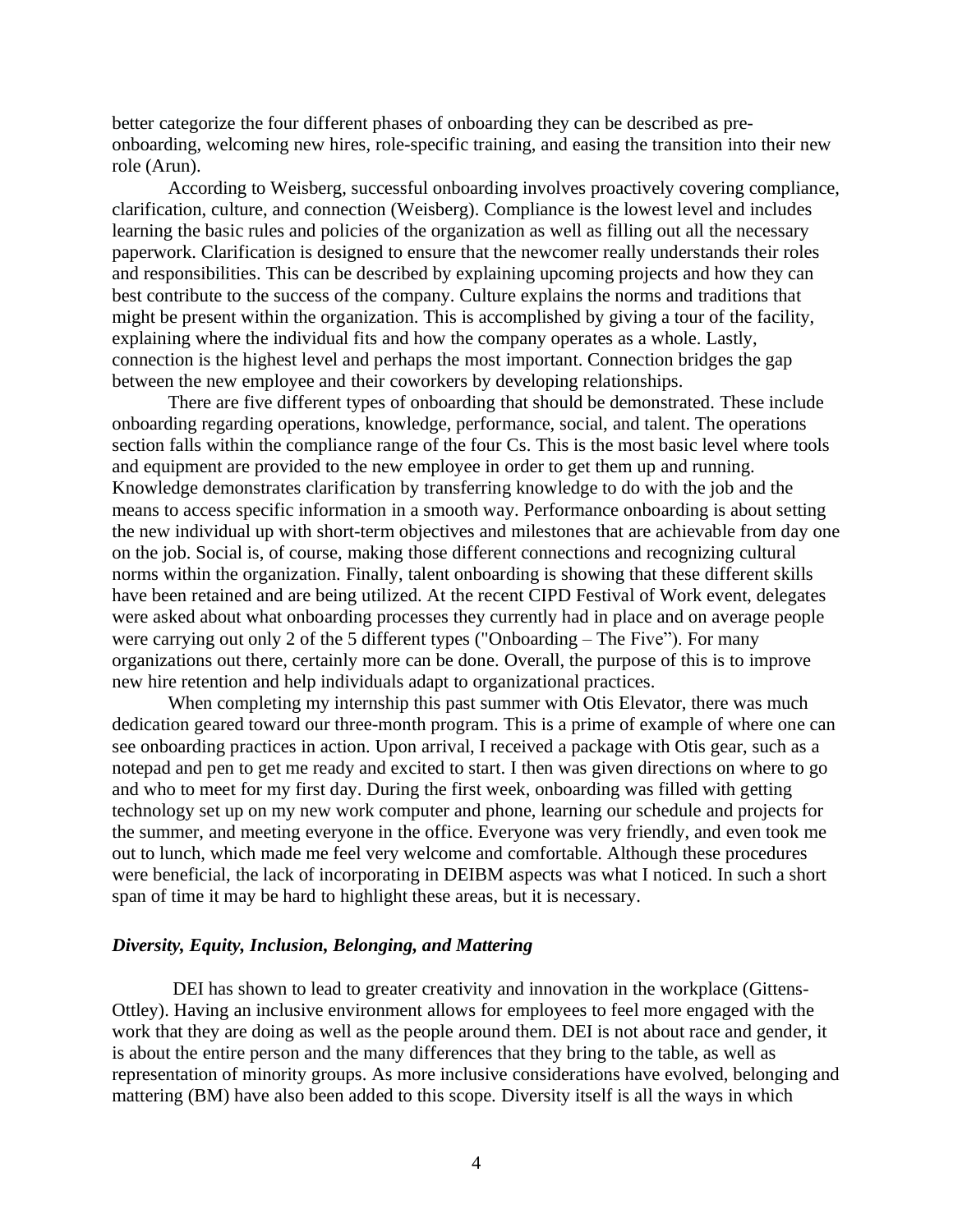better categorize the four different phases of onboarding they can be described as pre-onboarding, welcoming new hires, role-specific training, and easing the transition into their new role (Arun).

According to Weisberg, successful onboarding involves proactively covering compliance, clarification, culture, and connection (Weisberg). Compliance is the lowest level and includes learning the basic rules and policies of the organization as well as filling out all the necessary paperwork. Clarification is designed to ensure that the newcomer really understands their roles and responsibilities. This can be described by explaining upcoming projects and how they can best contribute to the success of the company. Culture explains the norms and traditions that might be present within the organization. This is accomplished by giving a tour of the facility, explaining where the individual fits and how the company operates as a whole. Lastly, connection is the highest level and perhaps the most important. Connection bridges the gap between the new employee and their coworkers by developing relationships.

There are five different types of onboarding that should be demonstrated. These include onboarding regarding operations, knowledge, performance, social, and talent. The operations section falls within the compliance range of the four Cs. This is the most basic level where tools and equipment are provided to the new employee in order to get them up and running. Knowledge demonstrates clarification by transferring knowledge to do with the job and the means to access specific information in a smooth way. Performance onboarding is about setting the new individual up with short-term objectives and milestones that are achievable from day one on the job. Social is, of course, making those different connections and recognizing cultural norms within the organization. Finally, talent onboarding is showing that these different skills have been retained and are being utilized. At the recent CIPD Festival of Work event, delegates were asked about what onboarding processes they currently had in place and on average people were carrying out only 2 of the 5 different types ("Onboarding – The Five"). For many organizations out there, certainly more can be done. Overall, the purpose of this is to improve new hire retention and help individuals adapt to organizational practices.

When completing my internship this past summer with Otis Elevator, there was much dedication geared toward our three-month program. This is a prime of example of where one can see onboarding practices in action. Upon arrival, I received a package with Otis gear, such as a notepad and pen to get me ready and excited to start. I then was given directions on where to go and who to meet for my first day. During the first week, onboarding was filled with getting technology set up on my new work computer and phone, learning our schedule and projects for the summer, and meeting everyone in the office. Everyone was very friendly, and even took me out to lunch, which made me feel very welcome and comfortable. Although these procedures were beneficial, the lack of incorporating in DEIBM aspects was what I noticed. In such a short span of time it may be hard to highlight these areas, but it is necessary.

### *Diversity, Equity, Inclusion, Belonging, and Mattering*

DEI has shown to lead to greater creativity and innovation in the workplace (Gittens-Ottley). Having an inclusive environment allows for employees to feel more engaged with the work that they are doing as well as the people around them. DEI is not about race and gender, it is about the entire person and the many differences that they bring to the table, as well as representation of minority groups. As more inclusive considerations have evolved, belonging and mattering (BM) have also been added to this scope. Diversity itself is all the ways in which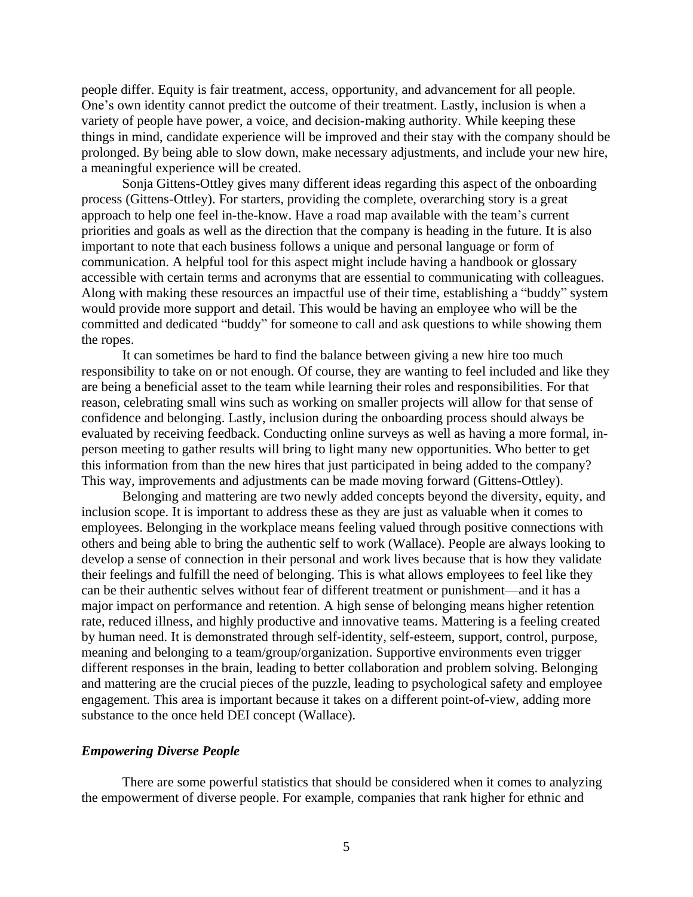people differ. Equity is fair treatment, access, opportunity, and advancement for all people. One's own identity cannot predict the outcome of their treatment. Lastly, inclusion is when a variety of people have power, a voice, and decision-making authority. While keeping these things in mind, candidate experience will be improved and their stay with the company should be prolonged. By being able to slow down, make necessary adjustments, and include your new hire, a meaningful experience will be created.

Sonja Gittens-Ottley gives many different ideas regarding this aspect of the onboarding process (Gittens-Ottley). For starters, providing the complete, overarching story is a great approach to help one feel in-the-know. Have a road map available with the team's current priorities and goals as well as the direction that the company is heading in the future. It is also important to note that each business follows a unique and personal language or form of communication. A helpful tool for this aspect might include having a handbook or glossary accessible with certain terms and acronyms that are essential to communicating with colleagues. Along with making these resources an impactful use of their time, establishing a "buddy" system would provide more support and detail. This would be having an employee who will be the committed and dedicated "buddy" for someone to call and ask questions to while showing them the ropes.

It can sometimes be hard to find the balance between giving a new hire too much responsibility to take on or not enough. Of course, they are wanting to feel included and like they are being a beneficial asset to the team while learning their roles and responsibilities. For that reason, celebrating small wins such as working on smaller projects will allow for that sense of confidence and belonging. Lastly, inclusion during the onboarding process should always be evaluated by receiving feedback. Conducting online surveys as well as having a more formal, in-person meeting to gather results will bring to light many new opportunities. Who better to get this information from than the new hires that just participated in being added to the company? This way, improvements and adjustments can be made moving forward (Gittens-Ottley).

Belonging and mattering are two newly added concepts beyond the diversity, equity, and inclusion scope. It is important to address these as they are just as valuable when it comes to employees. Belonging in the workplace means feeling valued through positive connections with others and being able to bring the authentic self to work (Wallace). People are always looking to develop a sense of connection in their personal and work lives because that is how they validate their feelings and fulfill the need of belonging. This is what allows employees to feel like they can be their authentic selves without fear of different treatment or punishment—and it has a major impact on performance and retention. A high sense of belonging means higher retention rate, reduced illness, and highly productive and innovative teams. Mattering is a feeling created by human need. It is demonstrated through self-identity, self-esteem, support, control, purpose, meaning and belonging to a team/group/organization. Supportive environments even trigger different responses in the brain, leading to better collaboration and problem solving. Belonging and mattering are the crucial pieces of the puzzle, leading to psychological safety and employee engagement. This area is important because it takes on a different point-of-view, adding more substance to the once held DEI concept (Wallace).

### *Empowering Diverse People*

There are some powerful statistics that should be considered when it comes to analyzing the empowerment of diverse people. For example, companies that rank higher for ethnic and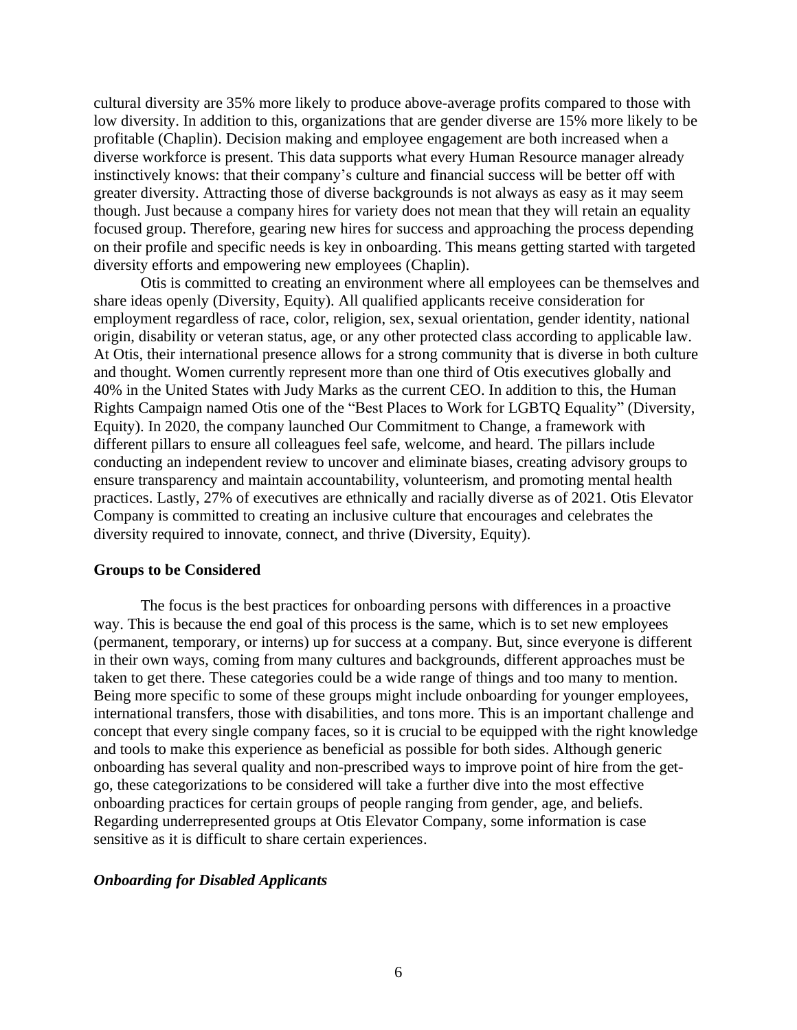cultural diversity are 35% more likely to produce above-average profits compared to those with low diversity. In addition to this, organizations that are gender diverse are 15% more likely to be profitable (Chaplin). Decision making and employee engagement are both increased when a diverse workforce is present. This data supports what every Human Resource manager already instinctively knows: that their company's culture and financial success will be better off with greater diversity. Attracting those of diverse backgrounds is not always as easy as it may seem though. Just because a company hires for variety does not mean that they will retain an equality focused group. Therefore, gearing new hires for success and approaching the process depending on their profile and specific needs is key in onboarding. This means getting started with targeted diversity efforts and empowering new employees (Chaplin).

Otis is committed to creating an environment where all employees can be themselves and share ideas openly (Diversity, Equity). All qualified applicants receive consideration for employment regardless of race, color, religion, sex, sexual orientation, gender identity, national origin, disability or veteran status, age, or any other protected class according to applicable law. At Otis, their international presence allows for a strong community that is diverse in both culture and thought. Women currently represent more than one third of Otis executives globally and 40% in the United States with Judy Marks as the current CEO. In addition to this, the Human Rights Campaign named Otis one of the "Best Places to Work for LGBTQ Equality" (Diversity, Equity). In 2020, the company launched Our Commitment to Change, a framework with different pillars to ensure all colleagues feel safe, welcome, and heard. The pillars include conducting an independent review to uncover and eliminate biases, creating advisory groups to ensure transparency and maintain accountability, volunteerism, and promoting mental health practices. Lastly, 27% of executives are ethnically and racially diverse as of 2021. Otis Elevator Company is committed to creating an inclusive culture that encourages and celebrates the diversity required to innovate, connect, and thrive (Diversity, Equity).

**Groups to be Considered**

The focus is the best practices for onboarding persons with differences in a proactive way. This is because the end goal of this process is the same, which is to set new employees (permanent, temporary, or interns) up for success at a company. But, since everyone is different in their own ways, coming from many cultures and backgrounds, different approaches must be taken to get there. These categories could be a wide range of things and too many to mention. Being more specific to some of these groups might include onboarding for younger employees, international transfers, those with disabilities, and tons more. This is an important challenge and concept that every single company faces, so it is crucial to be equipped with the right knowledge and tools to make this experience as beneficial as possible for both sides. Although generic onboarding has several quality and non-prescribed ways to improve point of hire from the get-go, these categorizations to be considered will take a further dive into the most effective onboarding practices for certain groups of people ranging from gender, age, and beliefs. Regarding underrepresented groups at Otis Elevator Company, some information is case sensitive as it is difficult to share certain experiences.

***Onboarding for Disabled Applicants***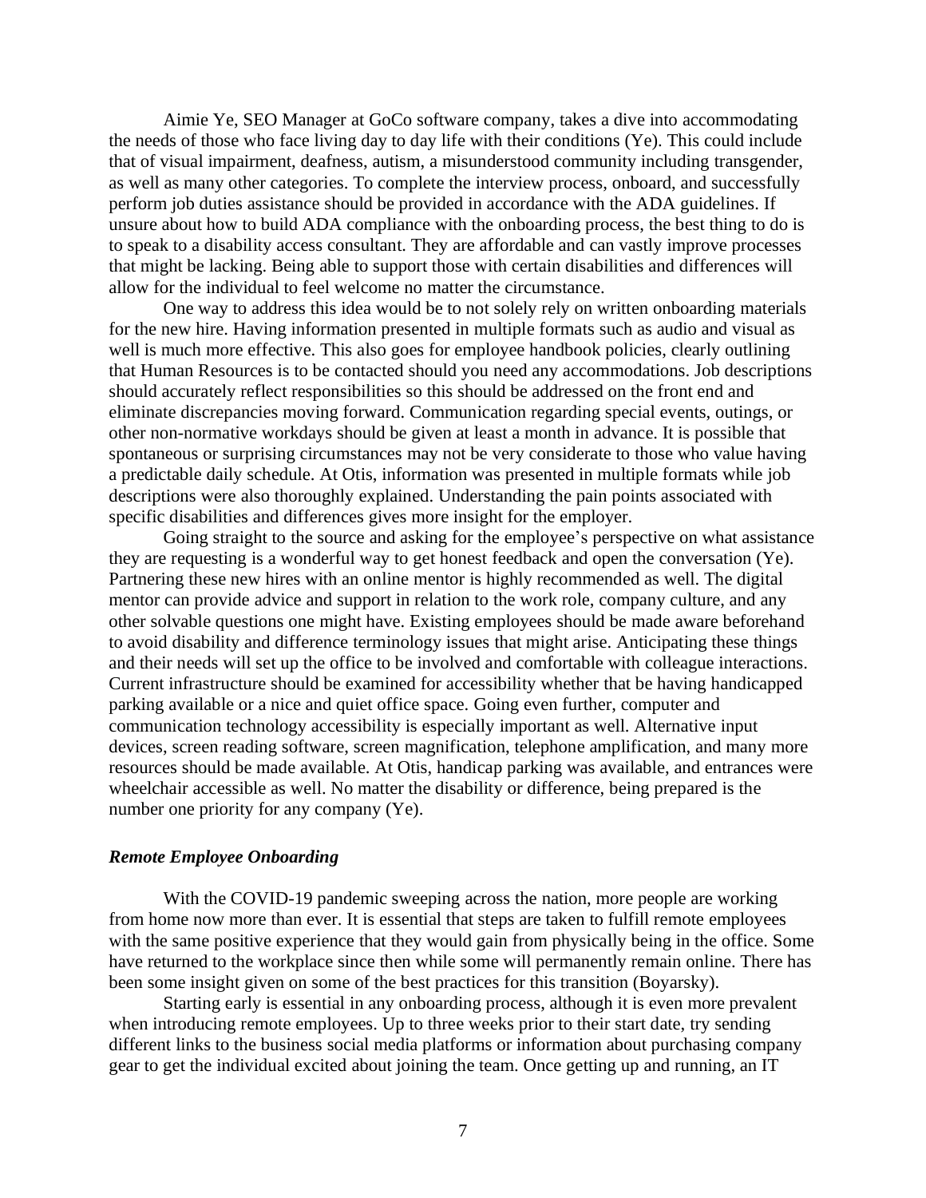Aimie Ye, SEO Manager at GoCo software company, takes a dive into accommodating the needs of those who face living day to day life with their conditions (Ye). This could include that of visual impairment, deafness, autism, a misunderstood community including transgender, as well as many other categories. To complete the interview process, onboard, and successfully perform job duties assistance should be provided in accordance with the ADA guidelines. If unsure about how to build ADA compliance with the onboarding process, the best thing to do is to speak to a disability access consultant. They are affordable and can vastly improve processes that might be lacking. Being able to support those with certain disabilities and differences will allow for the individual to feel welcome no matter the circumstance.

One way to address this idea would be to not solely rely on written onboarding materials for the new hire. Having information presented in multiple formats such as audio and visual as well is much more effective. This also goes for employee handbook policies, clearly outlining that Human Resources is to be contacted should you need any accommodations. Job descriptions should accurately reflect responsibilities so this should be addressed on the front end and eliminate discrepancies moving forward. Communication regarding special events, outings, or other non-normative workdays should be given at least a month in advance. It is possible that spontaneous or surprising circumstances may not be very considerate to those who value having a predictable daily schedule. At Otis, information was presented in multiple formats while job descriptions were also thoroughly explained. Understanding the pain points associated with specific disabilities and differences gives more insight for the employer.

Going straight to the source and asking for the employee's perspective on what assistance they are requesting is a wonderful way to get honest feedback and open the conversation (Ye). Partnering these new hires with an online mentor is highly recommended as well. The digital mentor can provide advice and support in relation to the work role, company culture, and any other solvable questions one might have. Existing employees should be made aware beforehand to avoid disability and difference terminology issues that might arise. Anticipating these things and their needs will set up the office to be involved and comfortable with colleague interactions. Current infrastructure should be examined for accessibility whether that be having handicapped parking available or a nice and quiet office space. Going even further, computer and communication technology accessibility is especially important as well. Alternative input devices, screen reading software, screen magnification, telephone amplification, and many more resources should be made available. At Otis, handicap parking was available, and entrances were wheelchair accessible as well. No matter the disability or difference, being prepared is the number one priority for any company (Ye).

### *Remote Employee Onboarding*

With the COVID-19 pandemic sweeping across the nation, more people are working from home now more than ever. It is essential that steps are taken to fulfill remote employees with the same positive experience that they would gain from physically being in the office. Some have returned to the workplace since then while some will permanently remain online. There has been some insight given on some of the best practices for this transition (Boyarsky).

Starting early is essential in any onboarding process, although it is even more prevalent when introducing remote employees. Up to three weeks prior to their start date, try sending different links to the business social media platforms or information about purchasing company gear to get the individual excited about joining the team. Once getting up and running, an IT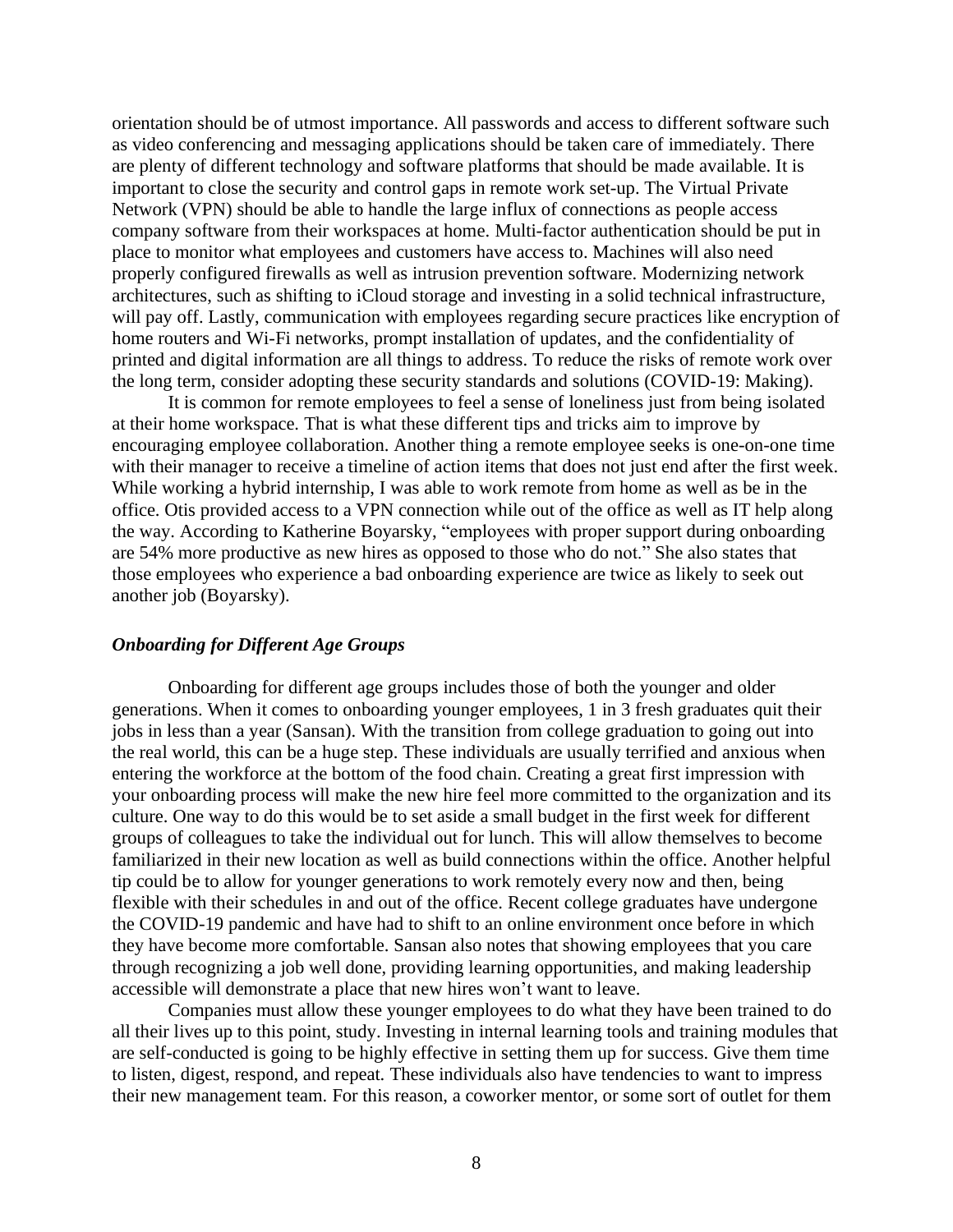orientation should be of utmost importance. All passwords and access to different software such as video conferencing and messaging applications should be taken care of immediately. There are plenty of different technology and software platforms that should be made available. It is important to close the security and control gaps in remote work set-up. The Virtual Private Network (VPN) should be able to handle the large influx of connections as people access company software from their workspaces at home. Multi-factor authentication should be put in place to monitor what employees and customers have access to. Machines will also need properly configured firewalls as well as intrusion prevention software. Modernizing network architectures, such as shifting to iCloud storage and investing in a solid technical infrastructure, will pay off. Lastly, communication with employees regarding secure practices like encryption of home routers and Wi-Fi networks, prompt installation of updates, and the confidentiality of printed and digital information are all things to address. To reduce the risks of remote work over the long term, consider adopting these security standards and solutions (COVID-19: Making).

It is common for remote employees to feel a sense of loneliness just from being isolated at their home workspace. That is what these different tips and tricks aim to improve by encouraging employee collaboration. Another thing a remote employee seeks is one-on-one time with their manager to receive a timeline of action items that does not just end after the first week. While working a hybrid internship, I was able to work remote from home as well as be in the office. Otis provided access to a VPN connection while out of the office as well as IT help along the way. According to Katherine Boyarsky, "employees with proper support during onboarding are 54% more productive as new hires as opposed to those who do not." She also states that those employees who experience a bad onboarding experience are twice as likely to seek out another job (Boyarsky).

### *Onboarding for Different Age Groups*

Onboarding for different age groups includes those of both the younger and older generations. When it comes to onboarding younger employees, 1 in 3 fresh graduates quit their jobs in less than a year (Sansan). With the transition from college graduation to going out into the real world, this can be a huge step. These individuals are usually terrified and anxious when entering the workforce at the bottom of the food chain. Creating a great first impression with your onboarding process will make the new hire feel more committed to the organization and its culture. One way to do this would be to set aside a small budget in the first week for different groups of colleagues to take the individual out for lunch. This will allow themselves to become familiarized in their new location as well as build connections within the office. Another helpful tip could be to allow for younger generations to work remotely every now and then, being flexible with their schedules in and out of the office. Recent college graduates have undergone the COVID-19 pandemic and have had to shift to an online environment once before in which they have become more comfortable. Sansan also notes that showing employees that you care through recognizing a job well done, providing learning opportunities, and making leadership accessible will demonstrate a place that new hires won't want to leave.

Companies must allow these younger employees to do what they have been trained to do all their lives up to this point, study. Investing in internal learning tools and training modules that are self-conducted is going to be highly effective in setting them up for success. Give them time to listen, digest, respond, and repeat. These individuals also have tendencies to want to impress their new management team. For this reason, a coworker mentor, or some sort of outlet for them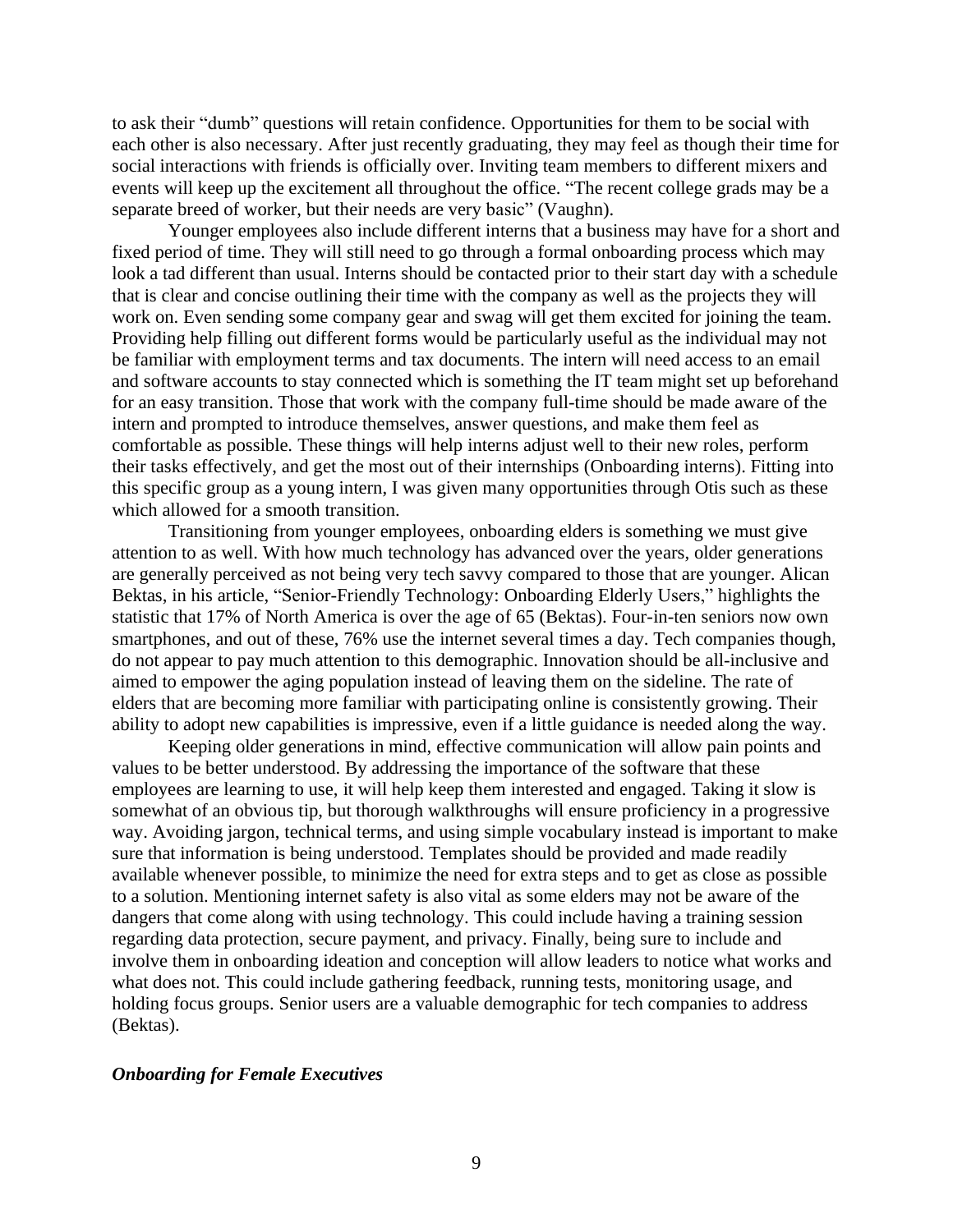to ask their "dumb" questions will retain confidence. Opportunities for them to be social with each other is also necessary. After just recently graduating, they may feel as though their time for social interactions with friends is officially over. Inviting team members to different mixers and events will keep up the excitement all throughout the office. "The recent college grads may be a separate breed of worker, but their needs are very basic" (Vaughn).

Younger employees also include different interns that a business may have for a short and fixed period of time. They will still need to go through a formal onboarding process which may look a tad different than usual. Interns should be contacted prior to their start day with a schedule that is clear and concise outlining their time with the company as well as the projects they will work on. Even sending some company gear and swag will get them excited for joining the team. Providing help filling out different forms would be particularly useful as the individual may not be familiar with employment terms and tax documents. The intern will need access to an email and software accounts to stay connected which is something the IT team might set up beforehand for an easy transition. Those that work with the company full-time should be made aware of the intern and prompted to introduce themselves, answer questions, and make them feel as comfortable as possible. These things will help interns adjust well to their new roles, perform their tasks effectively, and get the most out of their internships (Onboarding interns). Fitting into this specific group as a young intern, I was given many opportunities through Otis such as these which allowed for a smooth transition.

Transitioning from younger employees, onboarding elders is something we must give attention to as well. With how much technology has advanced over the years, older generations are generally perceived as not being very tech savvy compared to those that are younger. Alican Bektas, in his article, "Senior-Friendly Technology: Onboarding Elderly Users," highlights the statistic that 17% of North America is over the age of 65 (Bektas). Four-in-ten seniors now own smartphones, and out of these, 76% use the internet several times a day. Tech companies though, do not appear to pay much attention to this demographic. Innovation should be all-inclusive and aimed to empower the aging population instead of leaving them on the sideline. The rate of elders that are becoming more familiar with participating online is consistently growing. Their ability to adopt new capabilities is impressive, even if a little guidance is needed along the way.

Keeping older generations in mind, effective communication will allow pain points and values to be better understood. By addressing the importance of the software that these employees are learning to use, it will help keep them interested and engaged. Taking it slow is somewhat of an obvious tip, but thorough walkthroughs will ensure proficiency in a progressive way. Avoiding jargon, technical terms, and using simple vocabulary instead is important to make sure that information is being understood. Templates should be provided and made readily available whenever possible, to minimize the need for extra steps and to get as close as possible to a solution. Mentioning internet safety is also vital as some elders may not be aware of the dangers that come along with using technology. This could include having a training session regarding data protection, secure payment, and privacy. Finally, being sure to include and involve them in onboarding ideation and conception will allow leaders to notice what works and what does not. This could include gathering feedback, running tests, monitoring usage, and holding focus groups. Senior users are a valuable demographic for tech companies to address (Bektas).

### *Onboarding for Female Executives*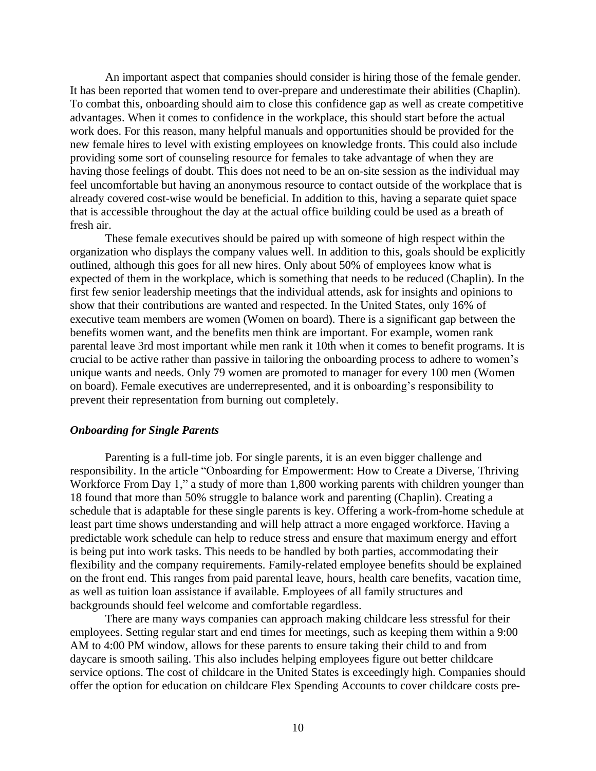An important aspect that companies should consider is hiring those of the female gender. It has been reported that women tend to over-prepare and underestimate their abilities (Chaplin). To combat this, onboarding should aim to close this confidence gap as well as create competitive advantages. When it comes to confidence in the workplace, this should start before the actual work does. For this reason, many helpful manuals and opportunities should be provided for the new female hires to level with existing employees on knowledge fronts. This could also include providing some sort of counseling resource for females to take advantage of when they are having those feelings of doubt. This does not need to be an on-site session as the individual may feel uncomfortable but having an anonymous resource to contact outside of the workplace that is already covered cost-wise would be beneficial. In addition to this, having a separate quiet space that is accessible throughout the day at the actual office building could be used as a breath of fresh air.

These female executives should be paired up with someone of high respect within the organization who displays the company values well. In addition to this, goals should be explicitly outlined, although this goes for all new hires. Only about 50% of employees know what is expected of them in the workplace, which is something that needs to be reduced (Chaplin). In the first few senior leadership meetings that the individual attends, ask for insights and opinions to show that their contributions are wanted and respected. In the United States, only 16% of executive team members are women (Women on board). There is a significant gap between the benefits women want, and the benefits men think are important. For example, women rank parental leave 3rd most important while men rank it 10th when it comes to benefit programs. It is crucial to be active rather than passive in tailoring the onboarding process to adhere to women's unique wants and needs. Only 79 women are promoted to manager for every 100 men (Women on board). Female executives are underrepresented, and it is onboarding's responsibility to prevent their representation from burning out completely.

### *Onboarding for Single Parents*

Parenting is a full-time job. For single parents, it is an even bigger challenge and responsibility. In the article "Onboarding for Empowerment: How to Create a Diverse, Thriving Workforce From Day 1," a study of more than 1,800 working parents with children younger than 18 found that more than 50% struggle to balance work and parenting (Chaplin). Creating a schedule that is adaptable for these single parents is key. Offering a work-from-home schedule at least part time shows understanding and will help attract a more engaged workforce. Having a predictable work schedule can help to reduce stress and ensure that maximum energy and effort is being put into work tasks. This needs to be handled by both parties, accommodating their flexibility and the company requirements. Family-related employee benefits should be explained on the front end. This ranges from paid parental leave, hours, health care benefits, vacation time, as well as tuition loan assistance if available. Employees of all family structures and backgrounds should feel welcome and comfortable regardless.

There are many ways companies can approach making childcare less stressful for their employees. Setting regular start and end times for meetings, such as keeping them within a 9:00 AM to 4:00 PM window, allows for these parents to ensure taking their child to and from daycare is smooth sailing. This also includes helping employees figure out better childcare service options. The cost of childcare in the United States is exceedingly high. Companies should offer the option for education on childcare Flex Spending Accounts to cover childcare costs pre-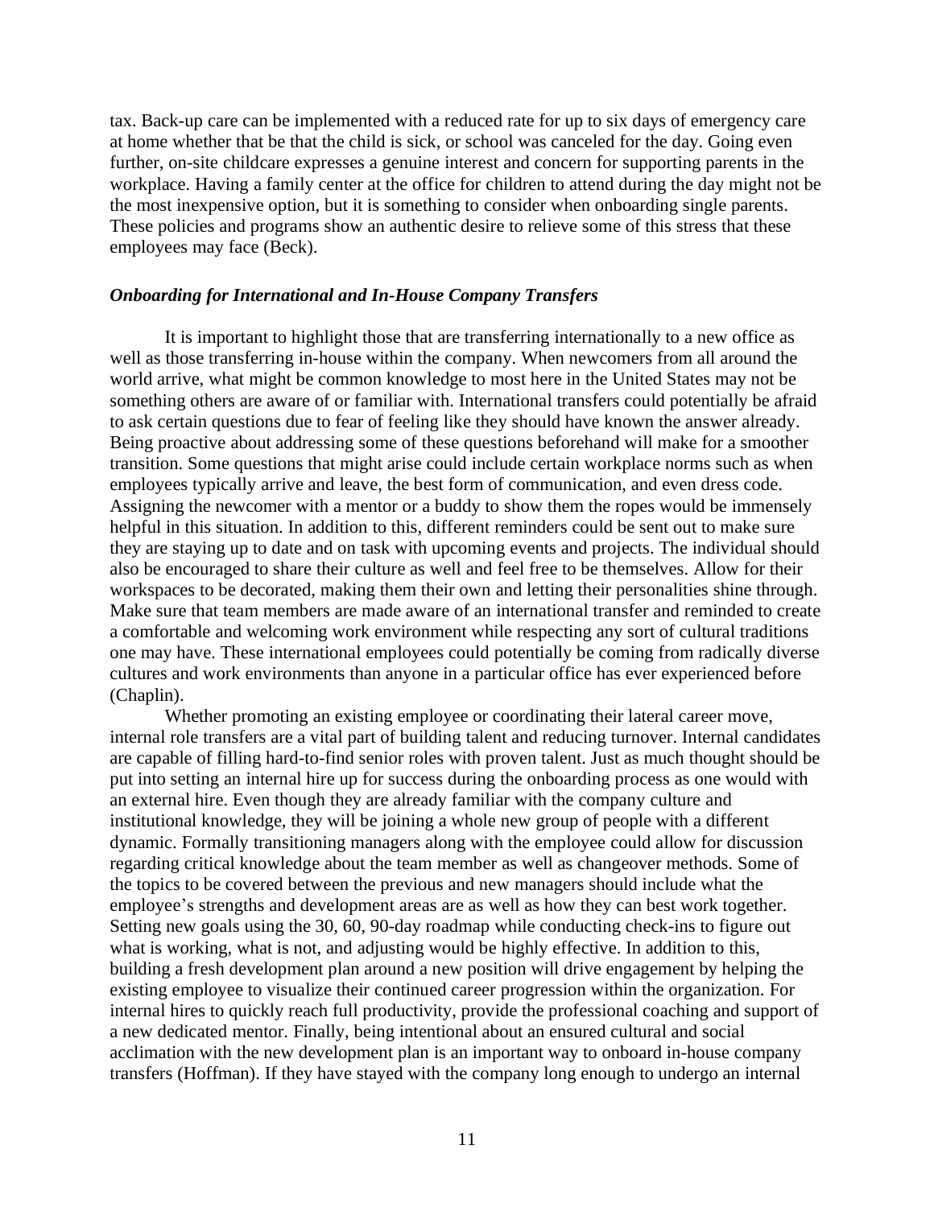tax. Back-up care can be implemented with a reduced rate for up to six days of emergency care at home whether that be that the child is sick, or school was canceled for the day. Going even further, on-site childcare expresses a genuine interest and concern for supporting parents in the workplace. Having a family center at the office for children to attend during the day might not be the most inexpensive option, but it is something to consider when onboarding single parents. These policies and programs show an authentic desire to relieve some of this stress that these employees may face (Beck).

### *Onboarding for International and In-House Company Transfers*

It is important to highlight those that are transferring internationally to a new office as well as those transferring in-house within the company. When newcomers from all around the world arrive, what might be common knowledge to most here in the United States may not be something others are aware of or familiar with. International transfers could potentially be afraid to ask certain questions due to fear of feeling like they should have known the answer already. Being proactive about addressing some of these questions beforehand will make for a smoother transition. Some questions that might arise could include certain workplace norms such as when employees typically arrive and leave, the best form of communication, and even dress code. Assigning the newcomer with a mentor or a buddy to show them the ropes would be immensely helpful in this situation. In addition to this, different reminders could be sent out to make sure they are staying up to date and on task with upcoming events and projects. The individual should also be encouraged to share their culture as well and feel free to be themselves. Allow for their workspaces to be decorated, making them their own and letting their personalities shine through. Make sure that team members are made aware of an international transfer and reminded to create a comfortable and welcoming work environment while respecting any sort of cultural traditions one may have. These international employees could potentially be coming from radically diverse cultures and work environments than anyone in a particular office has ever experienced before (Chaplin).

Whether promoting an existing employee or coordinating their lateral career move, internal role transfers are a vital part of building talent and reducing turnover. Internal candidates are capable of filling hard-to-find senior roles with proven talent. Just as much thought should be put into setting an internal hire up for success during the onboarding process as one would with an external hire. Even though they are already familiar with the company culture and institutional knowledge, they will be joining a whole new group of people with a different dynamic. Formally transitioning managers along with the employee could allow for discussion regarding critical knowledge about the team member as well as changeover methods. Some of the topics to be covered between the previous and new managers should include what the employee's strengths and development areas are as well as how they can best work together. Setting new goals using the 30, 60, 90-day roadmap while conducting check-ins to figure out what is working, what is not, and adjusting would be highly effective. In addition to this, building a fresh development plan around a new position will drive engagement by helping the existing employee to visualize their continued career progression within the organization. For internal hires to quickly reach full productivity, provide the professional coaching and support of a new dedicated mentor. Finally, being intentional about an ensured cultural and social acclimation with the new development plan is an important way to onboard in-house company transfers (Hoffman). If they have stayed with the company long enough to undergo an internal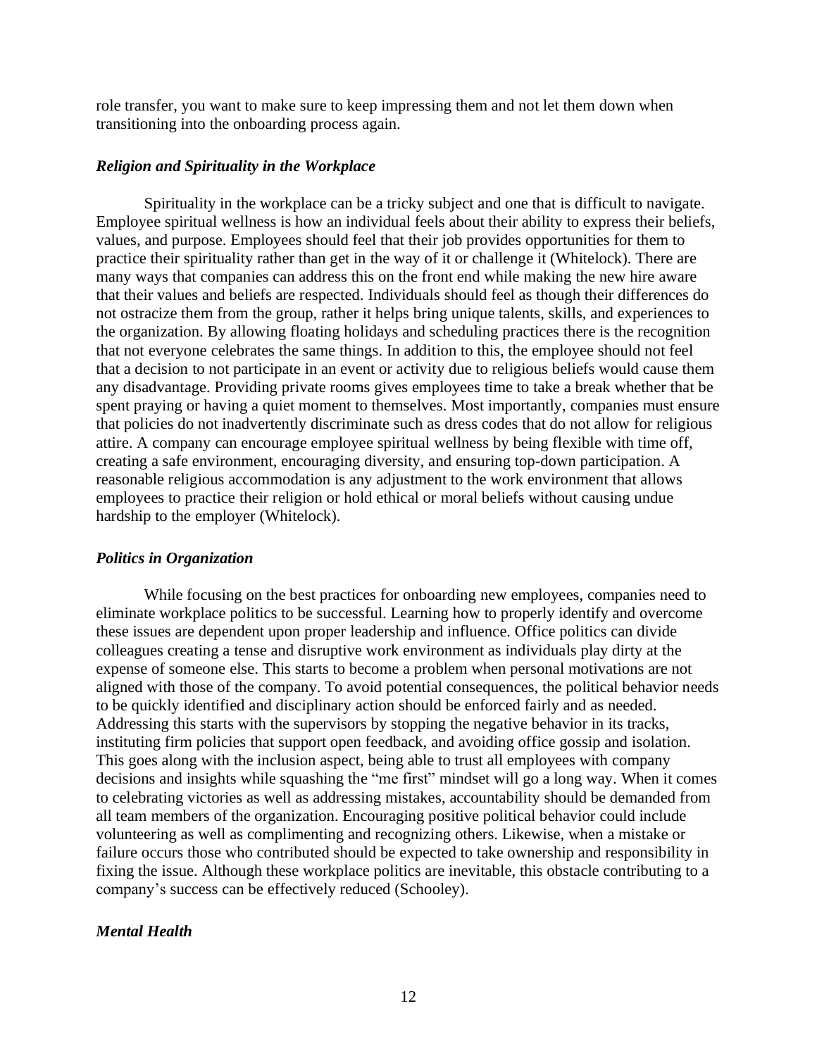role transfer, you want to make sure to keep impressing them and not let them down when transitioning into the onboarding process again.

### *Religion and Spirituality in the Workplace*

Spirituality in the workplace can be a tricky subject and one that is difficult to navigate. Employee spiritual wellness is how an individual feels about their ability to express their beliefs, values, and purpose. Employees should feel that their job provides opportunities for them to practice their spirituality rather than get in the way of it or challenge it (Whitelock). There are many ways that companies can address this on the front end while making the new hire aware that their values and beliefs are respected. Individuals should feel as though their differences do not ostracize them from the group, rather it helps bring unique talents, skills, and experiences to the organization. By allowing floating holidays and scheduling practices there is the recognition that not everyone celebrates the same things. In addition to this, the employee should not feel that a decision to not participate in an event or activity due to religious beliefs would cause them any disadvantage. Providing private rooms gives employees time to take a break whether that be spent praying or having a quiet moment to themselves. Most importantly, companies must ensure that policies do not inadvertently discriminate such as dress codes that do not allow for religious attire. A company can encourage employee spiritual wellness by being flexible with time off, creating a safe environment, encouraging diversity, and ensuring top-down participation. A reasonable religious accommodation is any adjustment to the work environment that allows employees to practice their religion or hold ethical or moral beliefs without causing undue hardship to the employer (Whitelock).

### *Politics in Organization*

While focusing on the best practices for onboarding new employees, companies need to eliminate workplace politics to be successful. Learning how to properly identify and overcome these issues are dependent upon proper leadership and influence. Office politics can divide colleagues creating a tense and disruptive work environment as individuals play dirty at the expense of someone else. This starts to become a problem when personal motivations are not aligned with those of the company. To avoid potential consequences, the political behavior needs to be quickly identified and disciplinary action should be enforced fairly and as needed. Addressing this starts with the supervisors by stopping the negative behavior in its tracks, instituting firm policies that support open feedback, and avoiding office gossip and isolation. This goes along with the inclusion aspect, being able to trust all employees with company decisions and insights while squashing the "me first" mindset will go a long way. When it comes to celebrating victories as well as addressing mistakes, accountability should be demanded from all team members of the organization. Encouraging positive political behavior could include volunteering as well as complimenting and recognizing others. Likewise, when a mistake or failure occurs those who contributed should be expected to take ownership and responsibility in fixing the issue. Although these workplace politics are inevitable, this obstacle contributing to a company's success can be effectively reduced (Schooley).

### *Mental Health*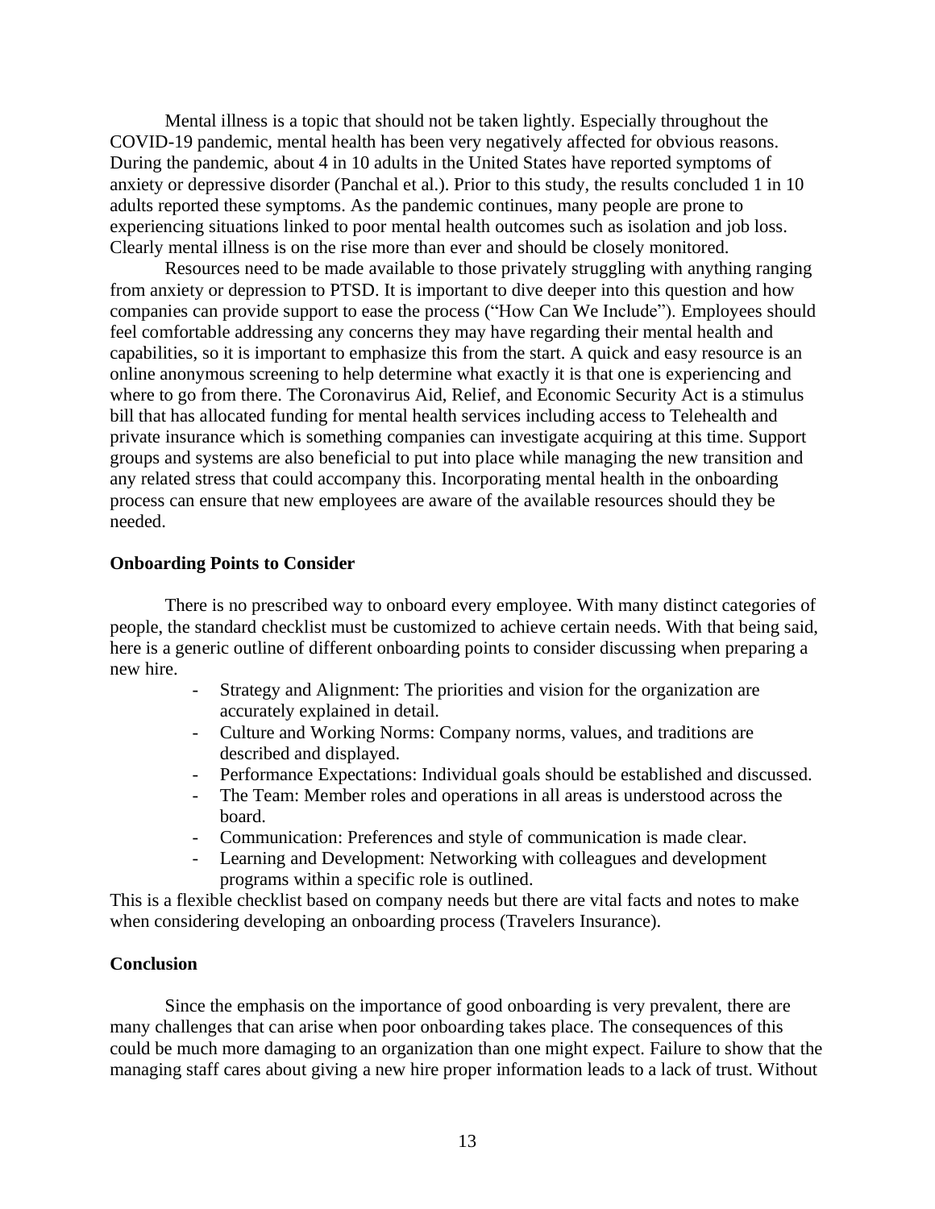Mental illness is a topic that should not be taken lightly. Especially throughout the COVID-19 pandemic, mental health has been very negatively affected for obvious reasons. During the pandemic, about 4 in 10 adults in the United States have reported symptoms of anxiety or depressive disorder (Panchal et al.). Prior to this study, the results concluded 1 in 10 adults reported these symptoms. As the pandemic continues, many people are prone to experiencing situations linked to poor mental health outcomes such as isolation and job loss. Clearly mental illness is on the rise more than ever and should be closely monitored.

Resources need to be made available to those privately struggling with anything ranging from anxiety or depression to PTSD. It is important to dive deeper into this question and how companies can provide support to ease the process ("How Can We Include"). Employees should feel comfortable addressing any concerns they may have regarding their mental health and capabilities, so it is important to emphasize this from the start. A quick and easy resource is an online anonymous screening to help determine what exactly it is that one is experiencing and where to go from there. The Coronavirus Aid, Relief, and Economic Security Act is a stimulus bill that has allocated funding for mental health services including access to Telehealth and private insurance which is something companies can investigate acquiring at this time. Support groups and systems are also beneficial to put into place while managing the new transition and any related stress that could accompany this. Incorporating mental health in the onboarding process can ensure that new employees are aware of the available resources should they be needed.

**Onboarding Points to Consider**

There is no prescribed way to onboard every employee. With many distinct categories of people, the standard checklist must be customized to achieve certain needs. With that being said, here is a generic outline of different onboarding points to consider discussing when preparing a new hire.

- Strategy and Alignment: The priorities and vision for the organization are accurately explained in detail.
- Culture and Working Norms: Company norms, values, and traditions are described and displayed.
- Performance Expectations: Individual goals should be established and discussed.
- The Team: Member roles and operations in all areas is understood across the board.
- Communication: Preferences and style of communication is made clear.
- Learning and Development: Networking with colleagues and development programs within a specific role is outlined.

This is a flexible checklist based on company needs but there are vital facts and notes to make when considering developing an onboarding process (Travelers Insurance).

**Conclusion**

Since the emphasis on the importance of good onboarding is very prevalent, there are many challenges that can arise when poor onboarding takes place. The consequences of this could be much more damaging to an organization than one might expect. Failure to show that the managing staff cares about giving a new hire proper information leads to a lack of trust. Without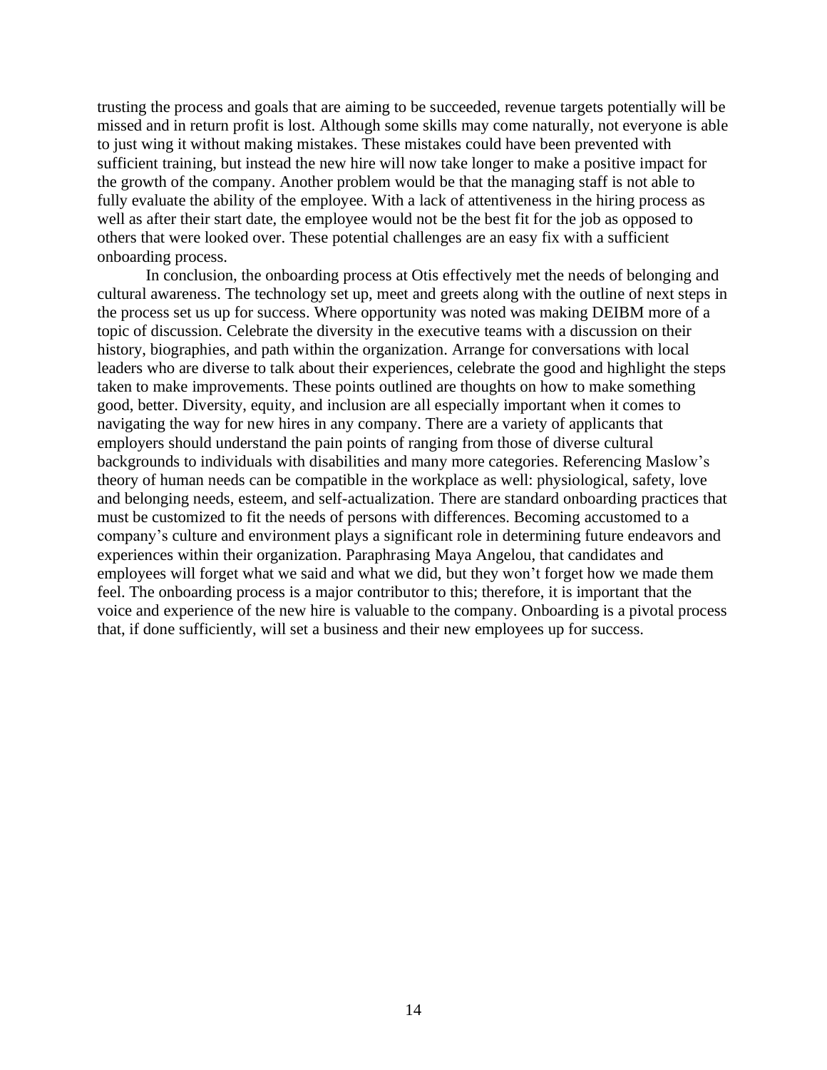trusting the process and goals that are aiming to be succeeded, revenue targets potentially will be missed and in return profit is lost. Although some skills may come naturally, not everyone is able to just wing it without making mistakes. These mistakes could have been prevented with sufficient training, but instead the new hire will now take longer to make a positive impact for the growth of the company. Another problem would be that the managing staff is not able to fully evaluate the ability of the employee. With a lack of attentiveness in the hiring process as well as after their start date, the employee would not be the best fit for the job as opposed to others that were looked over. These potential challenges are an easy fix with a sufficient onboarding process.

In conclusion, the onboarding process at Otis effectively met the needs of belonging and cultural awareness. The technology set up, meet and greets along with the outline of next steps in the process set us up for success. Where opportunity was noted was making DEIBM more of a topic of discussion. Celebrate the diversity in the executive teams with a discussion on their history, biographies, and path within the organization. Arrange for conversations with local leaders who are diverse to talk about their experiences, celebrate the good and highlight the steps taken to make improvements. These points outlined are thoughts on how to make something good, better. Diversity, equity, and inclusion are all especially important when it comes to navigating the way for new hires in any company. There are a variety of applicants that employers should understand the pain points of ranging from those of diverse cultural backgrounds to individuals with disabilities and many more categories. Referencing Maslow's theory of human needs can be compatible in the workplace as well: physiological, safety, love and belonging needs, esteem, and self-actualization. There are standard onboarding practices that must be customized to fit the needs of persons with differences. Becoming accustomed to a company's culture and environment plays a significant role in determining future endeavors and experiences within their organization. Paraphrasing Maya Angelou, that candidates and employees will forget what we said and what we did, but they won't forget how we made them feel. The onboarding process is a major contributor to this; therefore, it is important that the voice and experience of the new hire is valuable to the company. Onboarding is a pivotal process that, if done sufficiently, will set a business and their new employees up for success.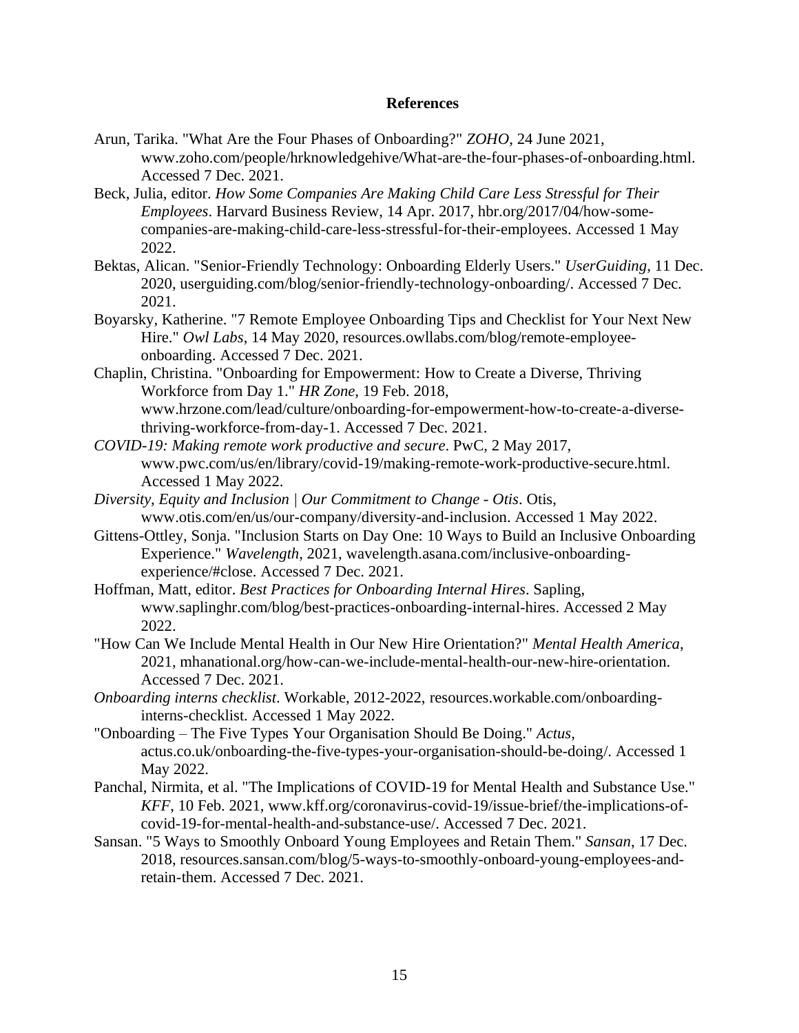## References

Arun, Tarika. "What Are the Four Phases of Onboarding?" *ZOHO*, 24 June 2021, www.zoho.com/people/hrknowledgehive/What-are-the-four-phases-of-onboarding.html. Accessed 7 Dec. 2021.

Beck, Julia, editor. *How Some Companies Are Making Child Care Less Stressful for Their Employees*. Harvard Business Review, 14 Apr. 2017, hbr.org/2017/04/how-some-companies-are-making-child-care-less-stressful-for-their-employees. Accessed 1 May 2022.

Bektas, Alican. "Senior-Friendly Technology: Onboarding Elderly Users." *UserGuiding*, 11 Dec. 2020, userguiding.com/blog/senior-friendly-technology-onboarding/. Accessed 7 Dec. 2021.

Boyarsky, Katherine. "7 Remote Employee Onboarding Tips and Checklist for Your Next New Hire." *Owl Labs*, 14 May 2020, resources.owllabs.com/blog/remote-employee-onboarding. Accessed 7 Dec. 2021.

Chaplin, Christina. "Onboarding for Empowerment: How to Create a Diverse, Thriving Workforce from Day 1." *HR Zone*, 19 Feb. 2018, www.hrzone.com/lead/culture/onboarding-for-empowerment-how-to-create-a-diverse-thriving-workforce-from-day-1. Accessed 7 Dec. 2021.

*COVID-19: Making remote work productive and secure*. PwC, 2 May 2017, www.pwc.com/us/en/library/covid-19/making-remote-work-productive-secure.html. Accessed 1 May 2022.

*Diversity, Equity and Inclusion | Our Commitment to Change - Otis*. Otis, www.otis.com/en/us/our-company/diversity-and-inclusion. Accessed 1 May 2022.

Gittens-Ottley, Sonja. "Inclusion Starts on Day One: 10 Ways to Build an Inclusive Onboarding Experience." *Wavelength*, 2021, wavelength.asana.com/inclusive-onboarding-experience/#close. Accessed 7 Dec. 2021.

Hoffman, Matt, editor. *Best Practices for Onboarding Internal Hires*. Sapling, www.saplinghr.com/blog/best-practices-onboarding-internal-hires. Accessed 2 May 2022.

"How Can We Include Mental Health in Our New Hire Orientation?" *Mental Health America*, 2021, mhanational.org/how-can-we-include-mental-health-our-new-hire-orientation. Accessed 7 Dec. 2021.

*Onboarding interns checklist*. Workable, 2012-2022, resources.workable.com/onboarding-interns-checklist. Accessed 1 May 2022.

"Onboarding – The Five Types Your Organisation Should Be Doing." *Actus*, actus.co.uk/onboarding-the-five-types-your-organisation-should-be-doing/. Accessed 1 May 2022.

Panchal, Nirmita, et al. "The Implications of COVID-19 for Mental Health and Substance Use." *KFF*, 10 Feb. 2021, www.kff.org/coronavirus-covid-19/issue-brief/the-implications-of-covid-19-for-mental-health-and-substance-use/. Accessed 7 Dec. 2021.

Sansan. "5 Ways to Smoothly Onboard Young Employees and Retain Them." *Sansan*, 17 Dec. 2018, resources.sansan.com/blog/5-ways-to-smoothly-onboard-young-employees-and-retain-them. Accessed 7 Dec. 2021.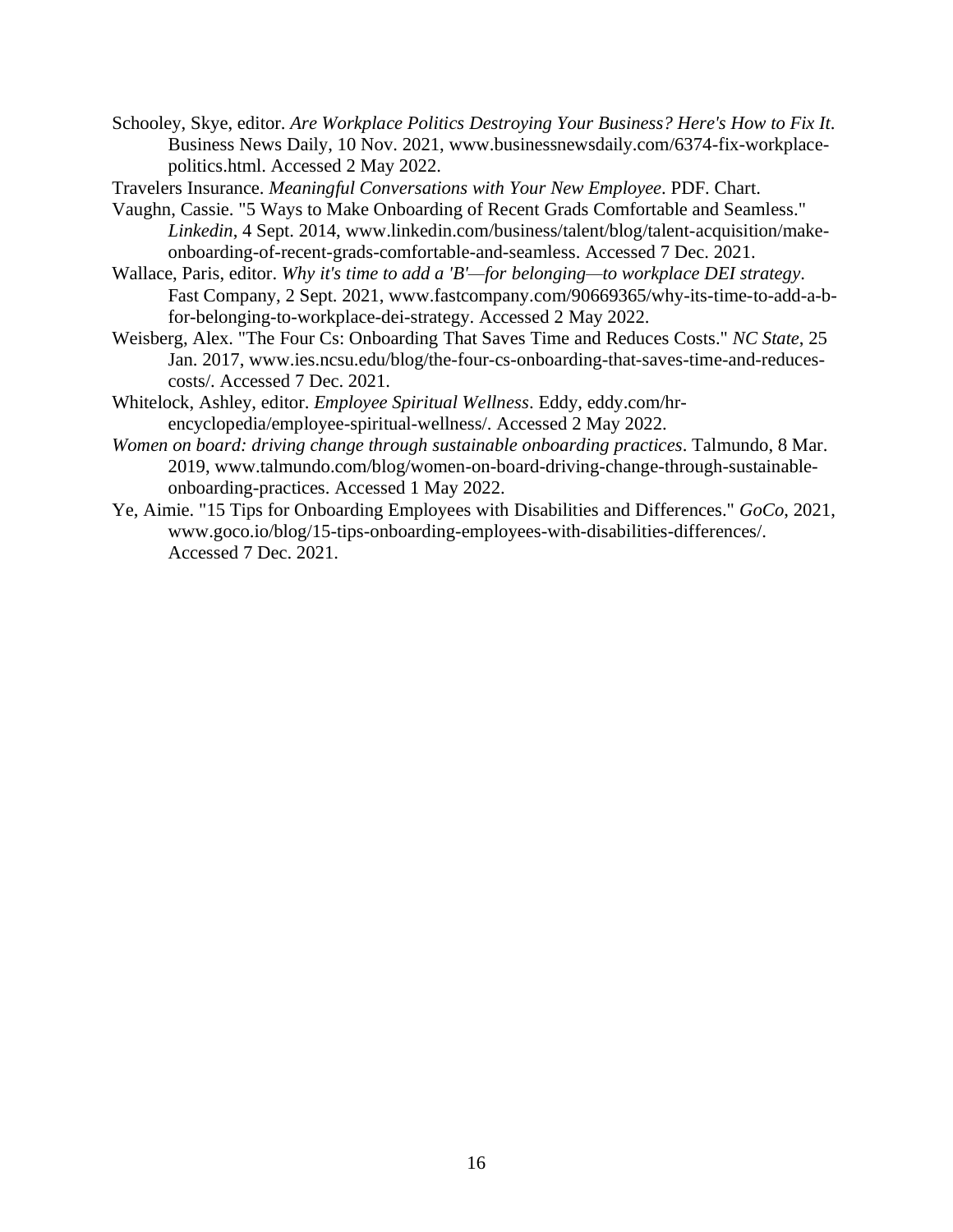Schooley, Skye, editor. *Are Workplace Politics Destroying Your Business? Here's How to Fix It*. Business News Daily, 10 Nov. 2021, www.businessnewsdaily.com/6374-fix-workplace-politics.html. Accessed 2 May 2022.

Travelers Insurance. *Meaningful Conversations with Your New Employee*. PDF. Chart.

Vaughn, Cassie. "5 Ways to Make Onboarding of Recent Grads Comfortable and Seamless." *Linkedin*, 4 Sept. 2014, www.linkedin.com/business/talent/blog/talent-acquisition/make-onboarding-of-recent-grads-comfortable-and-seamless. Accessed 7 Dec. 2021.

Wallace, Paris, editor. *Why it's time to add a 'B'—for belonging—to workplace DEI strategy*. Fast Company, 2 Sept. 2021, www.fastcompany.com/90669365/why-its-time-to-add-a-b-for-belonging-to-workplace-dei-strategy. Accessed 2 May 2022.

Weisberg, Alex. "The Four Cs: Onboarding That Saves Time and Reduces Costs." *NC State*, 25 Jan. 2017, www.ies.ncsu.edu/blog/the-four-cs-onboarding-that-saves-time-and-reduces-costs/. Accessed 7 Dec. 2021.

Whitelock, Ashley, editor. *Employee Spiritual Wellness*. Eddy, eddy.com/hr-encyclopedia/employee-spiritual-wellness/. Accessed 2 May 2022.

*Women on board: driving change through sustainable onboarding practices*. Talmundo, 8 Mar. 2019, www.talmundo.com/blog/women-on-board-driving-change-through-sustainable-onboarding-practices. Accessed 1 May 2022.

Ye, Aimie. "15 Tips for Onboarding Employees with Disabilities and Differences." *GoCo*, 2021, www.goco.io/blog/15-tips-onboarding-employees-with-disabilities-differences/. Accessed 7 Dec. 2021.